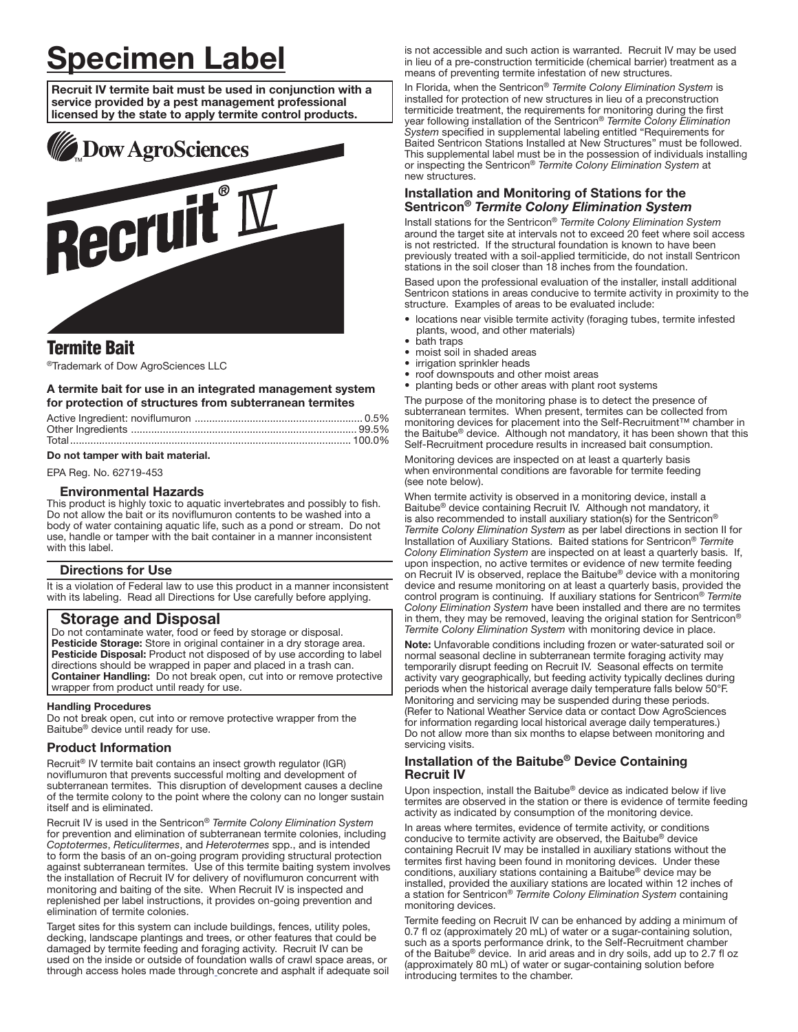# Specimen Label

**Recruit IV termite bait must be used in conjunction with a service provided by a pest management professional licensed by the state to apply termite control products.**

Dow AgroSciences

Recruit® IV

## Termite Bait

®Trademark of Dow AgroSciences LLC

**A termite bait for use in an integrated management system for protection of structures from subterranean termites**

Active Ingredient: noviflumuron .......................................................... 0.5%
Other Ingredients .............................................................................. 99.5%
Total................................................................................................. 100.0%

**Do not tamper with bait material.**

EPA Reg. No. 62719-453

### Environmental Hazards

This product is highly toxic to aquatic invertebrates and possibly to fish. Do not allow the bait or its noviflumuron contents to be washed into a body of water containing aquatic life, such as a pond or stream. Do not use, handle or tamper with the bait container in a manner inconsistent with this label.

### Directions for Use

It is a violation of Federal law to use this product in a manner inconsistent with its labeling. Read all Directions for Use carefully before applying.

### Storage and Disposal

Do not contaminate water, food or feed by storage or disposal.
**Pesticide Storage:** Store in original container in a dry storage area.
**Pesticide Disposal:** Product not disposed of by use according to label directions should be wrapped in paper and placed in a trash can.
**Container Handling:** Do not break open, cut into or remove protective wrapper from product until ready for use.

#### Handling Procedures

Do not break open, cut into or remove protective wrapper from the Baitube® device until ready for use.

### Product Information

Recruit® IV termite bait contains an insect growth regulator (IGR) noviflumuron that prevents successful molting and development of subterranean termites. This disruption of development causes a decline of the termite colony to the point where the colony can no longer sustain itself and is eliminated.

Recruit IV is used in the Sentricon® *Termite Colony Elimination System* for prevention and elimination of subterranean termite colonies, including *Coptotermes*, *Reticulitermes*, and *Heterotermes* spp., and is intended to form the basis of an on-going program providing structural protection against subterranean termites. Use of this termite baiting system involves the installation of Recruit IV for delivery of noviflumuron concurrent with monitoring and baiting of the site. When Recruit IV is inspected and replenished per label instructions, it provides on-going prevention and elimination of termite colonies.

Target sites for this system can include buildings, fences, utility poles, decking, landscape plantings and trees, or other features that could be damaged by termite feeding and foraging activity. Recruit IV can be used on the inside or outside of foundation walls of crawl space areas, or through access holes made through concrete and asphalt if adequate soil is not accessible and such action is warranted. Recruit IV may be used in lieu of a pre-construction termiticide (chemical barrier) treatment as a means of preventing termite infestation of new structures.

In Florida, when the Sentricon® *Termite Colony Elimination System* is installed for protection of new structures in lieu of a preconstruction termiticide treatment, the requirements for monitoring during the first year following installation of the Sentricon® *Termite Colony Elimination System* specified in supplemental labeling entitled "Requirements for Baited Sentricon Stations Installed at New Structures" must be followed. This supplemental label must be in the possession of individuals installing or inspecting the Sentricon® *Termite Colony Elimination System* at new structures.

### Installation and Monitoring of Stations for the Sentricon® *Termite Colony Elimination System*

Install stations for the Sentricon® *Termite Colony Elimination System* around the target site at intervals not to exceed 20 feet where soil access is not restricted. If the structural foundation is known to have been previously treated with a soil-applied termiticide, do not install Sentricon stations in the soil closer than 18 inches from the foundation.

Based upon the professional evaluation of the installer, install additional Sentricon stations in areas conducive to termite activity in proximity to the structure. Examples of areas to be evaluated include:

- locations near visible termite activity (foraging tubes, termite infested plants, wood, and other materials)
- bath traps
- moist soil in shaded areas
- irrigation sprinkler heads
- roof downspouts and other moist areas
- planting beds or other areas with plant root systems

The purpose of the monitoring phase is to detect the presence of subterranean termites. When present, termites can be collected from monitoring devices for placement into the Self-Recruitment™ chamber in the Baitube® device. Although not mandatory, it has been shown that this Self-Recruitment procedure results in increased bait consumption.

Monitoring devices are inspected on at least a quarterly basis when environmental conditions are favorable for termite feeding (see note below).

When termite activity is observed in a monitoring device, install a Baitube® device containing Recruit IV. Although not mandatory, it is also recommended to install auxiliary station(s) for the Sentricon® *Termite Colony Elimination System* as per label directions in section II for Installation of Auxiliary Stations. Baited stations for Sentricon® *Termite Colony Elimination System* are inspected on at least a quarterly basis. If, upon inspection, no active termites or evidence of new termite feeding on Recruit IV is observed, replace the Baitube® device with a monitoring device and resume monitoring on at least a quarterly basis, provided the control program is continuing. If auxiliary stations for Sentricon® *Termite Colony Elimination System* have been installed and there are no termites in them, they may be removed, leaving the original station for Sentricon® *Termite Colony Elimination System* with monitoring device in place.

**Note:** Unfavorable conditions including frozen or water-saturated soil or normal seasonal decline in subterranean termite foraging activity may temporarily disrupt feeding on Recruit IV. Seasonal effects on termite activity vary geographically, but feeding activity typically declines during periods when the historical average daily temperature falls below 50°F. Monitoring and servicing may be suspended during these periods. (Refer to National Weather Service data or contact Dow AgroSciences for information regarding local historical average daily temperatures.) Do not allow more than six months to elapse between monitoring and servicing visits.

### Installation of the Baitube® Device Containing Recruit IV

Upon inspection, install the Baitube® device as indicated below if live termites are observed in the station or there is evidence of termite feeding activity as indicated by consumption of the monitoring device.

In areas where termites, evidence of termite activity, or conditions conducive to termite activity are observed, the Baitube® device containing Recruit IV may be installed in auxiliary stations without the termites first having been found in monitoring devices. Under these conditions, auxiliary stations containing a Baitube® device may be installed, provided the auxiliary stations are located within 12 inches of a station for Sentricon® *Termite Colony Elimination System* containing monitoring devices.

Termite feeding on Recruit IV can be enhanced by adding a minimum of 0.7 fl oz (approximately 20 mL) of water or a sugar-containing solution, such as a sports performance drink, to the Self-Recruitment chamber of the Baitube® device. In arid areas and in dry soils, add up to 2.7 fl oz (approximately 80 mL) of water or sugar-containing solution before introducing termites to the chamber.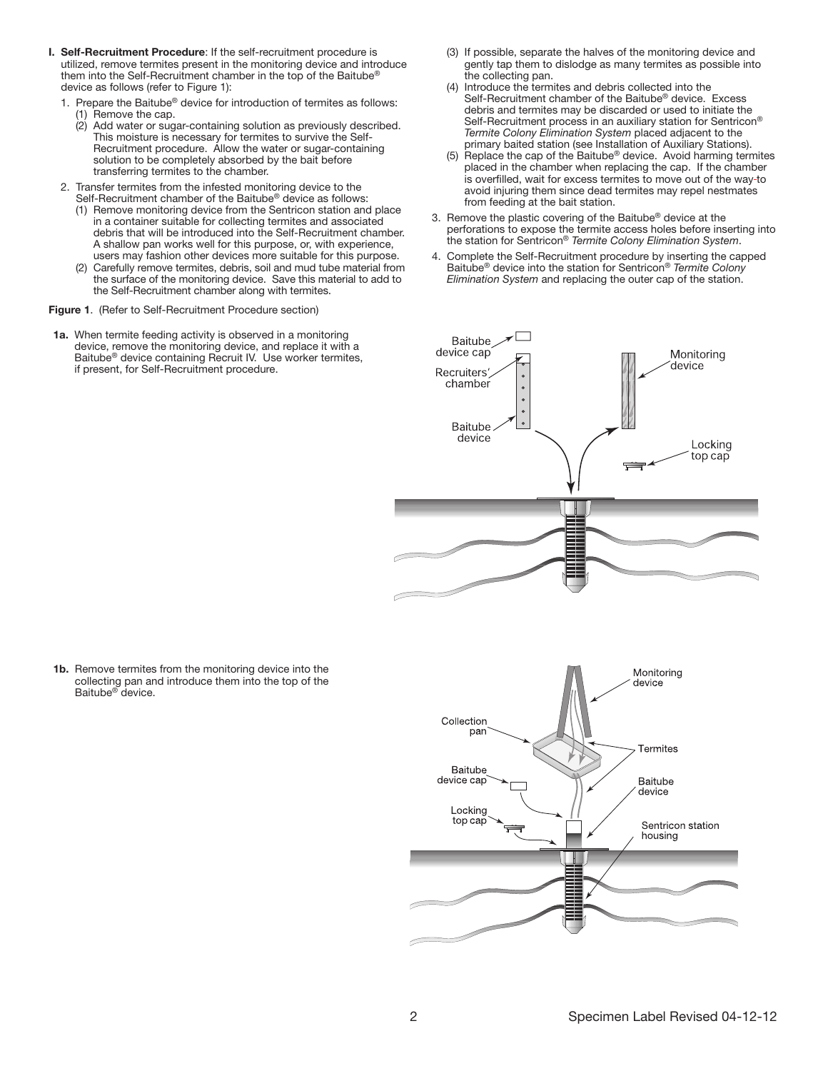**I. Self-Recruitment Procedure**: If the self-recruitment procedure is utilized, remove termites present in the monitoring device and introduce them into the Self-Recruitment chamber in the top of the Baitube® device as follows (refer to Figure 1):

1. Prepare the Baitube® device for introduction of termites as follows:
   (1) Remove the cap.
   (2) Add water or sugar-containing solution as previously described. This moisture is necessary for termites to survive the Self-Recruitment procedure. Allow the water or sugar-containing solution to be completely absorbed by the bait before transferring termites to the chamber.
2. Transfer termites from the infested monitoring device to the Self-Recruitment chamber of the Baitube® device as follows:
   (1) Remove monitoring device from the Sentricon station and place in a container suitable for collecting termites and associated debris that will be introduced into the Self-Recruitment chamber. A shallow pan works well for this purpose, or, with experience, users may fashion other devices more suitable for this purpose.
   (2) Carefully remove termites, debris, soil and mud tube material from the surface of the monitoring device. Save this material to add to the Self-Recruitment chamber along with termites.
   (3) If possible, separate the halves of the monitoring device and gently tap them to dislodge as many termites as possible into the collecting pan.
   (4) Introduce the termites and debris collected into the Self-Recruitment chamber of the Baitube® device. Excess debris and termites may be discarded or used to initiate the Self-Recruitment process in an auxiliary station for Sentricon® *Termite Colony Elimination System* placed adjacent to the primary baited station (see Installation of Auxiliary Stations).
   (5) Replace the cap of the Baitube® device. Avoid harming termites placed in the chamber when replacing the cap. If the chamber is overfilled, wait for excess termites to move out of the way to avoid injuring them since dead termites may repel nestmates from feeding at the bait station.
3. Remove the plastic covering of the Baitube® device at the perforations to expose the termite access holes before inserting into the station for Sentricon® *Termite Colony Elimination System*.
4. Complete the Self-Recruitment procedure by inserting the capped Baitube® device into the station for Sentricon® *Termite Colony Elimination System* and replacing the outer cap of the station.

**Figure 1**. (Refer to Self-Recruitment Procedure section)

**1a.** When termite feeding activity is observed in a monitoring device, remove the monitoring device, and replace it with a Baitube® device containing Recruit IV. Use worker termites, if present, for Self-Recruitment procedure.

**1b.** Remove termites from the monitoring device into the collecting pan and introduce them into the top of the Baitube® device.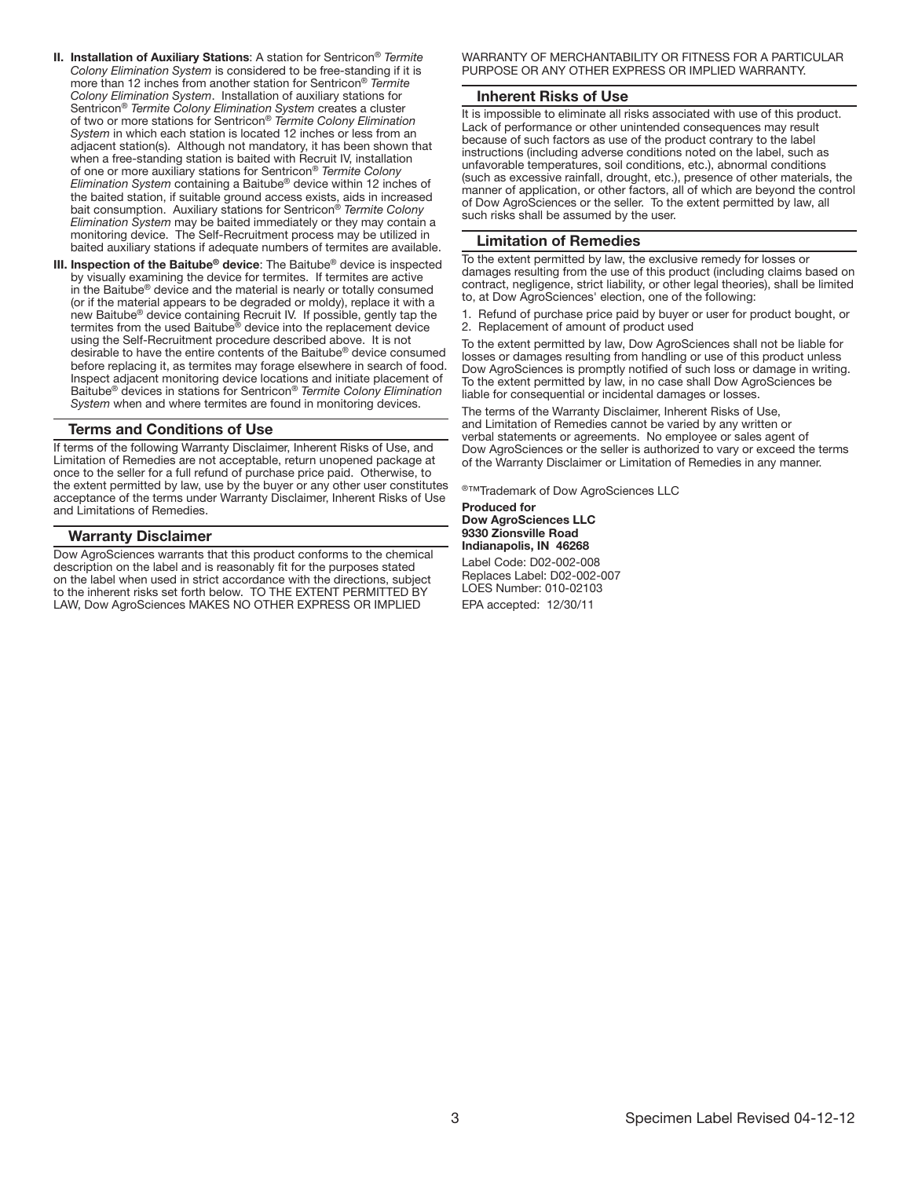**II. Installation of Auxiliary Stations**: A station for Sentricon® *Termite Colony Elimination System* is considered to be free-standing if it is more than 12 inches from another station for Sentricon® *Termite Colony Elimination System*. Installation of auxiliary stations for Sentricon® *Termite Colony Elimination System* creates a cluster of two or more stations for Sentricon® *Termite Colony Elimination System* in which each station is located 12 inches or less from an adjacent station(s). Although not mandatory, it has been shown that when a free-standing station is baited with Recruit IV, installation of one or more auxiliary stations for Sentricon® *Termite Colony Elimination System* containing a Baitube® device within 12 inches of the baited station, if suitable ground access exists, aids in increased bait consumption. Auxiliary stations for Sentricon® *Termite Colony Elimination System* may be baited immediately or they may contain a monitoring device. The Self-Recruitment process may be utilized in baited auxiliary stations if adequate numbers of termites are available.

**III. Inspection of the Baitube® device**: The Baitube® device is inspected by visually examining the device for termites. If termites are active in the Baitube® device and the material is nearly or totally consumed (or if the material appears to be degraded or moldy), replace it with a new Baitube® device containing Recruit IV. If possible, gently tap the termites from the used Baitube® device into the replacement device using the Self-Recruitment procedure described above. It is not desirable to have the entire contents of the Baitube® device consumed before replacing it, as termites may forage elsewhere in search of food. Inspect adjacent monitoring device locations and initiate placement of Baitube® devices in stations for Sentricon® *Termite Colony Elimination System* when and where termites are found in monitoring devices.

## Terms and Conditions of Use

If terms of the following Warranty Disclaimer, Inherent Risks of Use, and Limitation of Remedies are not acceptable, return unopened package at once to the seller for a full refund of purchase price paid. Otherwise, to the extent permitted by law, use by the buyer or any other user constitutes acceptance of the terms under Warranty Disclaimer, Inherent Risks of Use and Limitations of Remedies.

## Warranty Disclaimer

Dow AgroSciences warrants that this product conforms to the chemical description on the label and is reasonably fit for the purposes stated on the label when used in strict accordance with the directions, subject to the inherent risks set forth below. TO THE EXTENT PERMITTED BY LAW, Dow AgroSciences MAKES NO OTHER EXPRESS OR IMPLIED WARRANTY OF MERCHANTABILITY OR FITNESS FOR A PARTICULAR PURPOSE OR ANY OTHER EXPRESS OR IMPLIED WARRANTY.

## Inherent Risks of Use

It is impossible to eliminate all risks associated with use of this product. Lack of performance or other unintended consequences may result because of such factors as use of the product contrary to the label instructions (including adverse conditions noted on the label, such as unfavorable temperatures, soil conditions, etc.), abnormal conditions (such as excessive rainfall, drought, etc.), presence of other materials, the manner of application, or other factors, all of which are beyond the control of Dow AgroSciences or the seller. To the extent permitted by law, all such risks shall be assumed by the user.

## Limitation of Remedies

To the extent permitted by law, the exclusive remedy for losses or damages resulting from the use of this product (including claims based on contract, negligence, strict liability, or other legal theories), shall be limited to, at Dow AgroSciences' election, one of the following:

1. Refund of purchase price paid by buyer or user for product bought, or
2. Replacement of amount of product used

To the extent permitted by law, Dow AgroSciences shall not be liable for losses or damages resulting from handling or use of this product unless Dow AgroSciences is promptly notified of such loss or damage in writing. To the extent permitted by law, in no case shall Dow AgroSciences be liable for consequential or incidental damages or losses.

The terms of the Warranty Disclaimer, Inherent Risks of Use, and Limitation of Remedies cannot be varied by any written or verbal statements or agreements. No employee or sales agent of Dow AgroSciences or the seller is authorized to vary or exceed the terms of the Warranty Disclaimer or Limitation of Remedies in any manner.

®™Trademark of Dow AgroSciences LLC

**Produced for**
**Dow AgroSciences LLC**
**9330 Zionsville Road**
**Indianapolis, IN 46268**

Label Code: D02-002-008
Replaces Label: D02-002-007
LOES Number: 010-02103

EPA accepted: 12/30/11

Specimen Label Revised 04-12-12